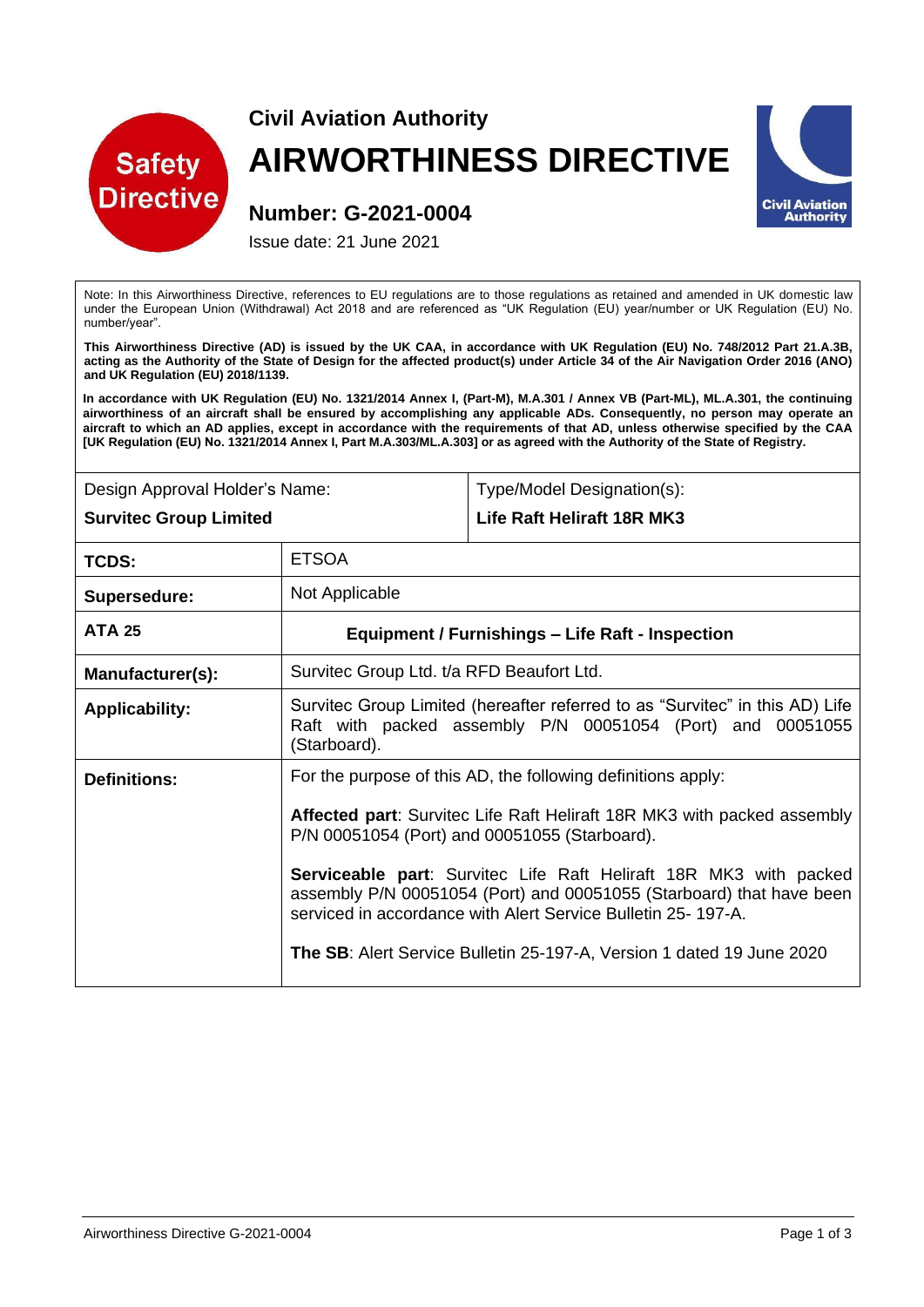Safety Directive

**Civil Aviation Authority**

# AIRWORTHINESS DIRECTIVE

## Number: G-2021-0004

Issue date: 21 June 2021

Note: In this Airworthiness Directive, references to EU regulations are to those regulations as retained and amended in UK domestic law under the European Union (Withdrawal) Act 2018 and are referenced as "UK Regulation (EU) year/number or UK Regulation (EU) No. number/year".

**This Airworthiness Directive (AD) is issued by the UK CAA, in accordance with UK Regulation (EU) No. 748/2012 Part 21.A.3B, acting as the Authority of the State of Design for the affected product(s) under Article 34 of the Air Navigation Order 2016 (ANO) and UK Regulation (EU) 2018/1139.**

**In accordance with UK Regulation (EU) No. 1321/2014 Annex I, (Part-M), M.A.301 / Annex VB (Part-ML), ML.A.301, the continuing airworthiness of an aircraft shall be ensured by accomplishing any applicable ADs. Consequently, no person may operate an aircraft to which an AD applies, except in accordance with the requirements of that AD, unless otherwise specified by the CAA [UK Regulation (EU) No. 1321/2014 Annex I, Part M.A.303/ML.A.303] or as agreed with the Authority of the State of Registry.**

| Design Approval Holder's Name: **Survitec Group Limited** | Type/Model Designation(s): **Life Raft Heliraft 18R MK3** |
|---|---|
| **TCDS:** | ETSOA |
| **Supersedure:** | Not Applicable |
| **ATA 25** | **Equipment / Furnishings – Life Raft - Inspection** |
| **Manufacturer(s):** | Survitec Group Ltd. t/a RFD Beaufort Ltd. |
| **Applicability:** | Survitec Group Limited (hereafter referred to as "Survitec" in this AD) Life Raft with packed assembly P/N 00051054 (Port) and 00051055 (Starboard). |
| **Definitions:** | For the purpose of this AD, the following definitions apply:<br><br>**Affected part**: Survitec Life Raft Heliraft 18R MK3 with packed assembly P/N 00051054 (Port) and 00051055 (Starboard).<br><br>**Serviceable part**: Survitec Life Raft Heliraft 18R MK3 with packed assembly P/N 00051054 (Port) and 00051055 (Starboard) that have been serviced in accordance with Alert Service Bulletin 25- 197-A.<br><br>**The SB**: Alert Service Bulletin 25-197-A, Version 1 dated 19 June 2020 |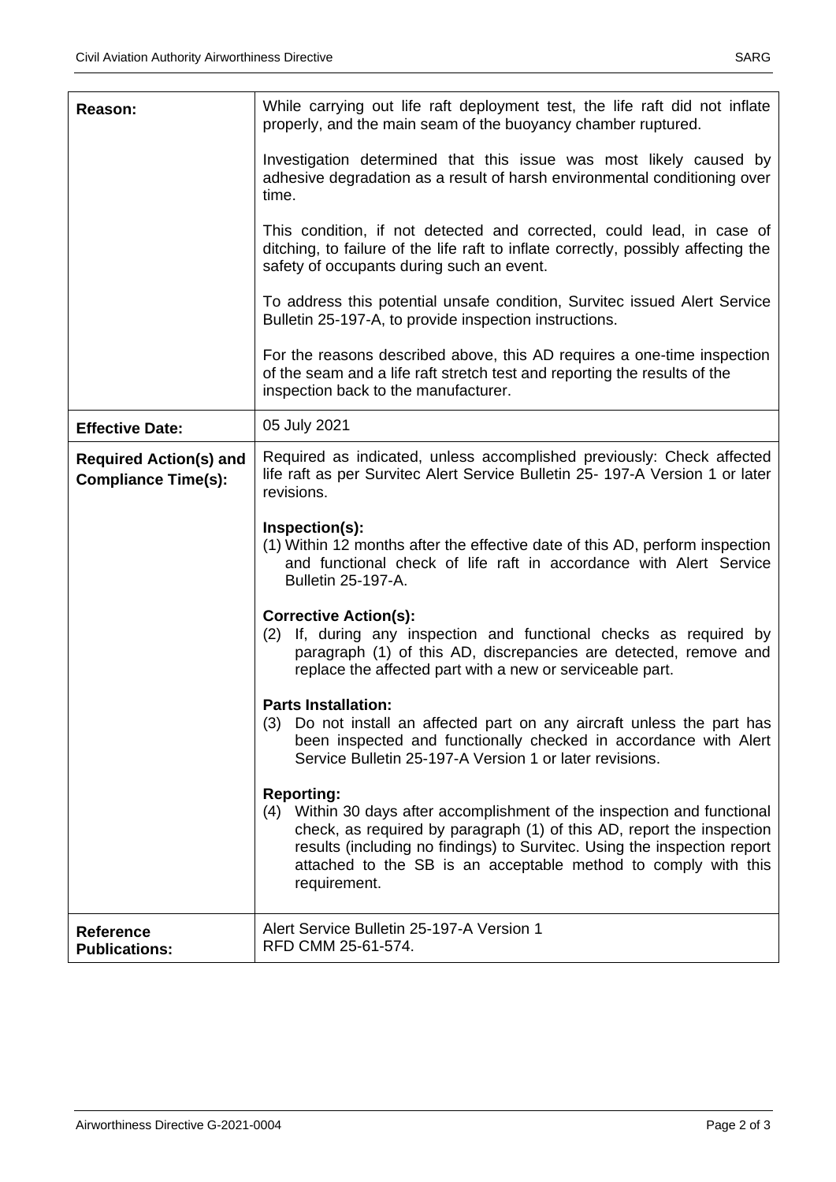| | |
|---|---|
| **Reason:** | While carrying out life raft deployment test, the life raft did not inflate properly, and the main seam of the buoyancy chamber ruptured.<br><br>Investigation determined that this issue was most likely caused by adhesive degradation as a result of harsh environmental conditioning over time.<br><br>This condition, if not detected and corrected, could lead, in case of ditching, to failure of the life raft to inflate correctly, possibly affecting the safety of occupants during such an event.<br><br>To address this potential unsafe condition, Survitec issued Alert Service Bulletin 25-197-A, to provide inspection instructions.<br><br>For the reasons described above, this AD requires a one-time inspection of the seam and a life raft stretch test and reporting the results of the inspection back to the manufacturer. |
| **Effective Date:** | 05 July 2021 |
| **Required Action(s) and Compliance Time(s):** | Required as indicated, unless accomplished previously: Check affected life raft as per Survitec Alert Service Bulletin 25- 197-A Version 1 or later revisions.<br><br>**Inspection(s):**<br>(1) Within 12 months after the effective date of this AD, perform inspection and functional check of life raft in accordance with Alert Service Bulletin 25-197-A.<br><br>**Corrective Action(s):**<br>(2) If, during any inspection and functional checks as required by paragraph (1) of this AD, discrepancies are detected, remove and replace the affected part with a new or serviceable part.<br><br>**Parts Installation:**<br>(3) Do not install an affected part on any aircraft unless the part has been inspected and functionally checked in accordance with Alert Service Bulletin 25-197-A Version 1 or later revisions.<br><br>**Reporting:**<br>(4) Within 30 days after accomplishment of the inspection and functional check, as required by paragraph (1) of this AD, report the inspection results (including no findings) to Survitec. Using the inspection report attached to the SB is an acceptable method to comply with this requirement. |
| **Reference Publications:** | Alert Service Bulletin 25-197-A Version 1<br>RFD CMM 25-61-574. |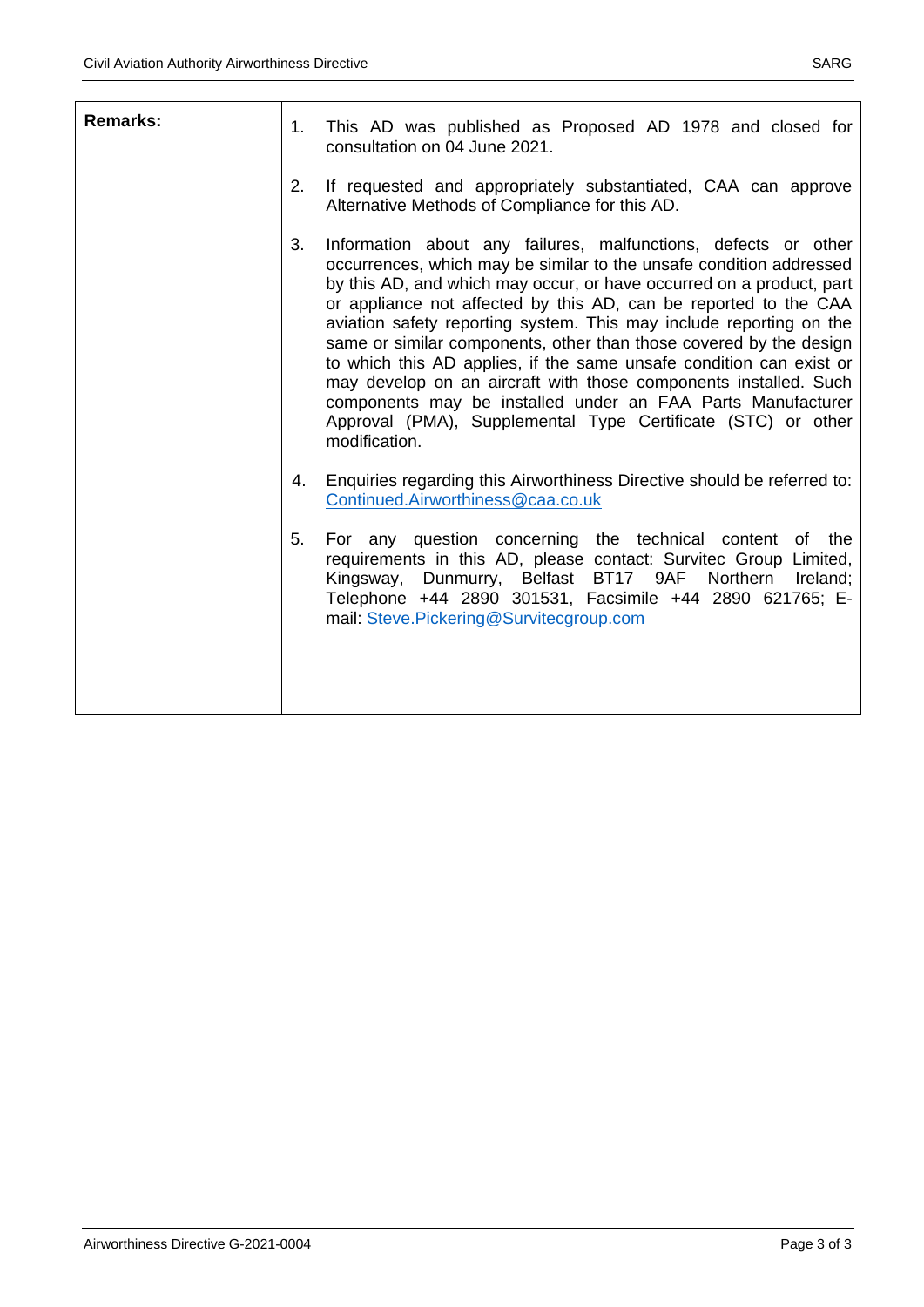| | |
|---|---|
| **Remarks:** | 1. This AD was published as Proposed AD 1978 and closed for consultation on 04 June 2021.<br><br>2. If requested and appropriately substantiated, CAA can approve Alternative Methods of Compliance for this AD.<br><br>3. Information about any failures, malfunctions, defects or other occurrences, which may be similar to the unsafe condition addressed by this AD, and which may occur, or have occurred on a product, part or appliance not affected by this AD, can be reported to the CAA aviation safety reporting system. This may include reporting on the same or similar components, other than those covered by the design to which this AD applies, if the same unsafe condition can exist or may develop on an aircraft with those components installed. Such components may be installed under an FAA Parts Manufacturer Approval (PMA), Supplemental Type Certificate (STC) or other modification.<br><br>4. Enquiries regarding this Airworthiness Directive should be referred to: Continued.Airworthiness@caa.co.uk<br><br>5. For any question concerning the technical content of the requirements in this AD, please contact: Survitec Group Limited, Kingsway, Dunmurry, Belfast BT17 9AF Northern Ireland; Telephone +44 2890 301531, Facsimile +44 2890 621765; E-mail: Steve.Pickering@Survitecgroup.com |